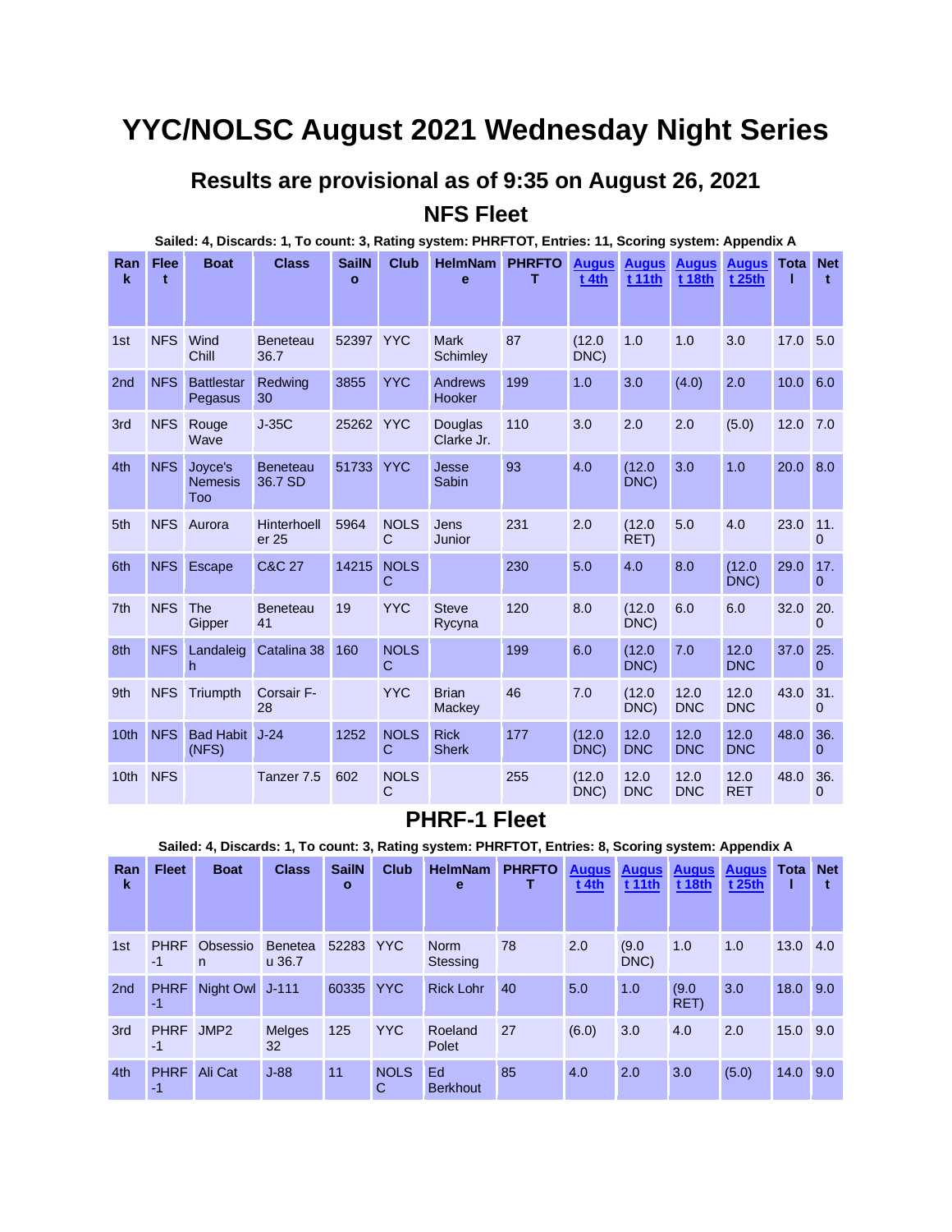# YYC/NOLSC August 2021 Wednesday Night Series

## Results are provisional as of 9:35 on August 26, 2021

### NFS Fleet

**Sailed: 4, Discards: 1, To count: 3, Rating system: PHRFTOT, Entries: 11, Scoring system: Appendix A**

| Rank | Fleet | Boat | Class | SailNo | Club | HelmName | PHRFTOT | August 4th | August 11th | August 18th | August 25th | Total | Nett |
|---|---|---|---|---|---|---|---|---|---|---|---|---|---|
| 1st | NFS | Wind Chill | Beneteau 36.7 | 52397 | YYC | Mark Schimley | 87 | (12.0 DNC) | 1.0 | 1.0 | 3.0 | 17.0 | 5.0 |
| 2nd | NFS | Battlestar Pegasus | Redwing 30 | 3855 | YYC | Andrews Hooker | 199 | 1.0 | 3.0 | (4.0) | 2.0 | 10.0 | 6.0 |
| 3rd | NFS | Rouge Wave | J-35C | 25262 | YYC | Douglas Clarke Jr. | 110 | 3.0 | 2.0 | 2.0 | (5.0) | 12.0 | 7.0 |
| 4th | NFS | Joyce's Nemesis Too | Beneteau 36.7 SD | 51733 | YYC | Jesse Sabin | 93 | 4.0 | (12.0 DNC) | 3.0 | 1.0 | 20.0 | 8.0 |
| 5th | NFS | Aurora | Hinterhoeller 25 | 5964 | NOLSC | Jens Junior | 231 | 2.0 | (12.0 RET) | 5.0 | 4.0 | 23.0 | 11.0 |
| 6th | NFS | Escape | C&C 27 | 14215 | NOLSC | | 230 | 5.0 | 4.0 | 8.0 | (12.0 DNC) | 29.0 | 17.0 |
| 7th | NFS | The Gipper | Beneteau 41 | 19 | YYC | Steve Rycyna | 120 | 8.0 | (12.0 DNC) | 6.0 | 6.0 | 32.0 | 20.0 |
| 8th | NFS | Landaleigh | Catalina 38 | 160 | NOLSC | | 199 | 6.0 | (12.0 DNC) | 7.0 | 12.0 DNC | 37.0 | 25.0 |
| 9th | NFS | Triumpth | Corsair F-28 | | YYC | Brian Mackey | 46 | 7.0 | (12.0 DNC) | 12.0 DNC | 12.0 DNC | 43.0 | 31.0 |
| 10th | NFS | Bad Habit (NFS) | J-24 | 1252 | NOLSC | Rick Sherk | 177 | (12.0 DNC) | 12.0 DNC | 12.0 DNC | 12.0 DNC | 48.0 | 36.0 |
| 10th | NFS | | Tanzer 7.5 | 602 | NOLSC | | 255 | (12.0 DNC) | 12.0 DNC | 12.0 DNC | 12.0 RET | 48.0 | 36.0 |

### PHRF-1 Fleet

**Sailed: 4, Discards: 1, To count: 3, Rating system: PHRFTOT, Entries: 8, Scoring system: Appendix A**

| Rank | Fleet | Boat | Class | SailNo | Club | HelmName | PHRFTOT | August 4th | August 11th | August 18th | August 25th | Total | Nett |
|---|---|---|---|---|---|---|---|---|---|---|---|---|---|
| 1st | PHRF-1 | Obsession | Beneteau 36.7 | 52283 | YYC | Norm Stessing | 78 | 2.0 | (9.0 DNC) | 1.0 | 1.0 | 13.0 | 4.0 |
| 2nd | PHRF-1 | Night Owl | J-111 | 60335 | YYC | Rick Lohr | 40 | 5.0 | 1.0 | (9.0 RET) | 3.0 | 18.0 | 9.0 |
| 3rd | PHRF-1 | JMP2 | Melges 32 | 125 | YYC | Roeland Polet | 27 | (6.0) | 3.0 | 4.0 | 2.0 | 15.0 | 9.0 |
| 4th | PHRF-1 | Ali Cat | J-88 | 11 | NOLSC | Ed Berkhout | 85 | 4.0 | 2.0 | 3.0 | (5.0) | 14.0 | 9.0 |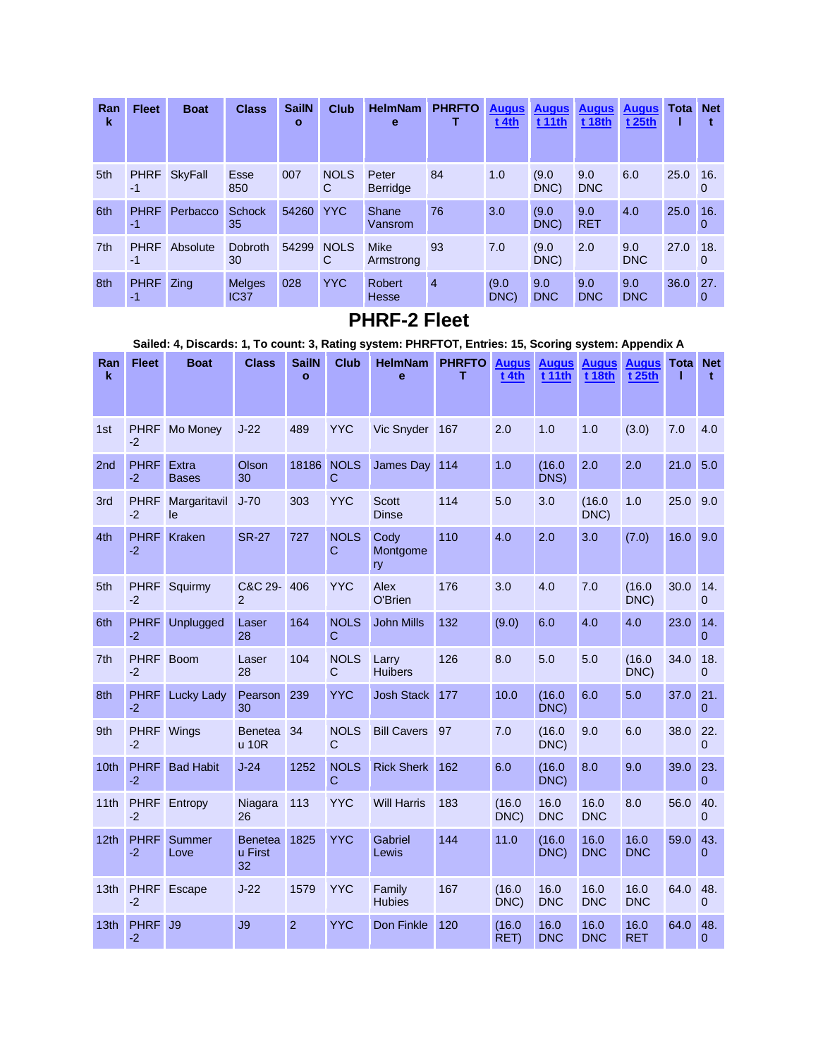| Rank | Fleet | Boat | Class | SailNo | Club | HelmName | PHRFTOT | August 4th | August 11th | August 18th | August 25th | Total | Nett |
|---|---|---|---|---|---|---|---|---|---|---|---|---|---|
| 5th | PHRF -1 | SkyFall | Esse 850 | 007 | NOLS C | Peter Berridge | 84 | 1.0 | (9.0 DNC) | 9.0 DNC | 6.0 | 25.0 | 16.0 |
| 6th | PHRF -1 | Perbacco | Schock 35 | 54260 | YYC | Shane Vansrom | 76 | 3.0 | (9.0 DNC) | 9.0 RET | 4.0 | 25.0 | 16.0 |
| 7th | PHRF -1 | Absolute | Dobroth 30 | 54299 | NOLS C | Mike Armstrong | 93 | 7.0 | (9.0 DNC) | 2.0 | 9.0 DNC | 27.0 | 18.0 |
| 8th | PHRF -1 | Zing | Melges IC37 | 028 | YYC | Robert Hesse | 4 | (9.0 DNC) | 9.0 DNC | 9.0 DNC | 9.0 DNC | 36.0 | 27.0 |

## PHRF-2 Fleet

**Sailed: 4, Discards: 1, To count: 3, Rating system: PHRFTOT, Entries: 15, Scoring system: Appendix A**

| Rank | Fleet | Boat | Class | SailNo | Club | HelmName | PHRFTOT | August 4th | August 11th | August 18th | August 25th | Total | Nett |
|---|---|---|---|---|---|---|---|---|---|---|---|---|---|
| 1st | PHRF -2 | Mo Money | J-22 | 489 | YYC | Vic Snyder | 167 | 2.0 | 1.0 | 1.0 | (3.0) | 7.0 | 4.0 |
| 2nd | PHRF -2 | Extra Bases | Olson 30 | 18186 | NOLS C | James Day | 114 | 1.0 | (16.0 DNS) | 2.0 | 2.0 | 21.0 | 5.0 |
| 3rd | PHRF -2 | Margaritaville | J-70 | 303 | YYC | Scott Dinse | 114 | 5.0 | 3.0 | (16.0 DNC) | 1.0 | 25.0 | 9.0 |
| 4th | PHRF -2 | Kraken | SR-27 | 727 | NOLS C | Cody Montgomery | 110 | 4.0 | 2.0 | 3.0 | (7.0) | 16.0 | 9.0 |
| 5th | PHRF -2 | Squirmy | C&C 29-2 | 406 | YYC | Alex O'Brien | 176 | 3.0 | 4.0 | 7.0 | (16.0 DNC) | 30.0 | 14.0 |
| 6th | PHRF -2 | Unplugged | Laser 28 | 164 | NOLS C | John Mills | 132 | (9.0) | 6.0 | 4.0 | 4.0 | 23.0 | 14.0 |
| 7th | PHRF -2 | Boom | Laser 28 | 104 | NOLS C | Larry Huibers | 126 | 8.0 | 5.0 | 5.0 | (16.0 DNC) | 34.0 | 18.0 |
| 8th | PHRF -2 | Lucky Lady | Pearson 30 | 239 | YYC | Josh Stack | 177 | 10.0 | (16.0 DNC) | 6.0 | 5.0 | 37.0 | 21.0 |
| 9th | PHRF -2 | Wings | Beneteau 10R | 34 | NOLS C | Bill Cavers | 97 | 7.0 | (16.0 DNC) | 9.0 | 6.0 | 38.0 | 22.0 |
| 10th | PHRF -2 | Bad Habit | J-24 | 1252 | NOLS C | Rick Sherk | 162 | 6.0 | (16.0 DNC) | 8.0 | 9.0 | 39.0 | 23.0 |
| 11th | PHRF -2 | Entropy | Niagara 26 | 113 | YYC | Will Harris | 183 | (16.0 DNC) | 16.0 DNC | 16.0 DNC | 8.0 | 56.0 | 40.0 |
| 12th | PHRF -2 | Summer Love | Beneteau First 32 | 1825 | YYC | Gabriel Lewis | 144 | 11.0 | (16.0 DNC) | 16.0 DNC | 16.0 DNC | 59.0 | 43.0 |
| 13th | PHRF -2 | Escape | J-22 | 1579 | YYC | Family Hubies | 167 | (16.0 DNC) | 16.0 DNC | 16.0 DNC | 16.0 DNC | 64.0 | 48.0 |
| 13th | PHRF -2 | J9 | J9 | 2 | YYC | Don Finkle | 120 | (16.0 RET) | 16.0 DNC | 16.0 DNC | 16.0 RET | 64.0 | 48.0 |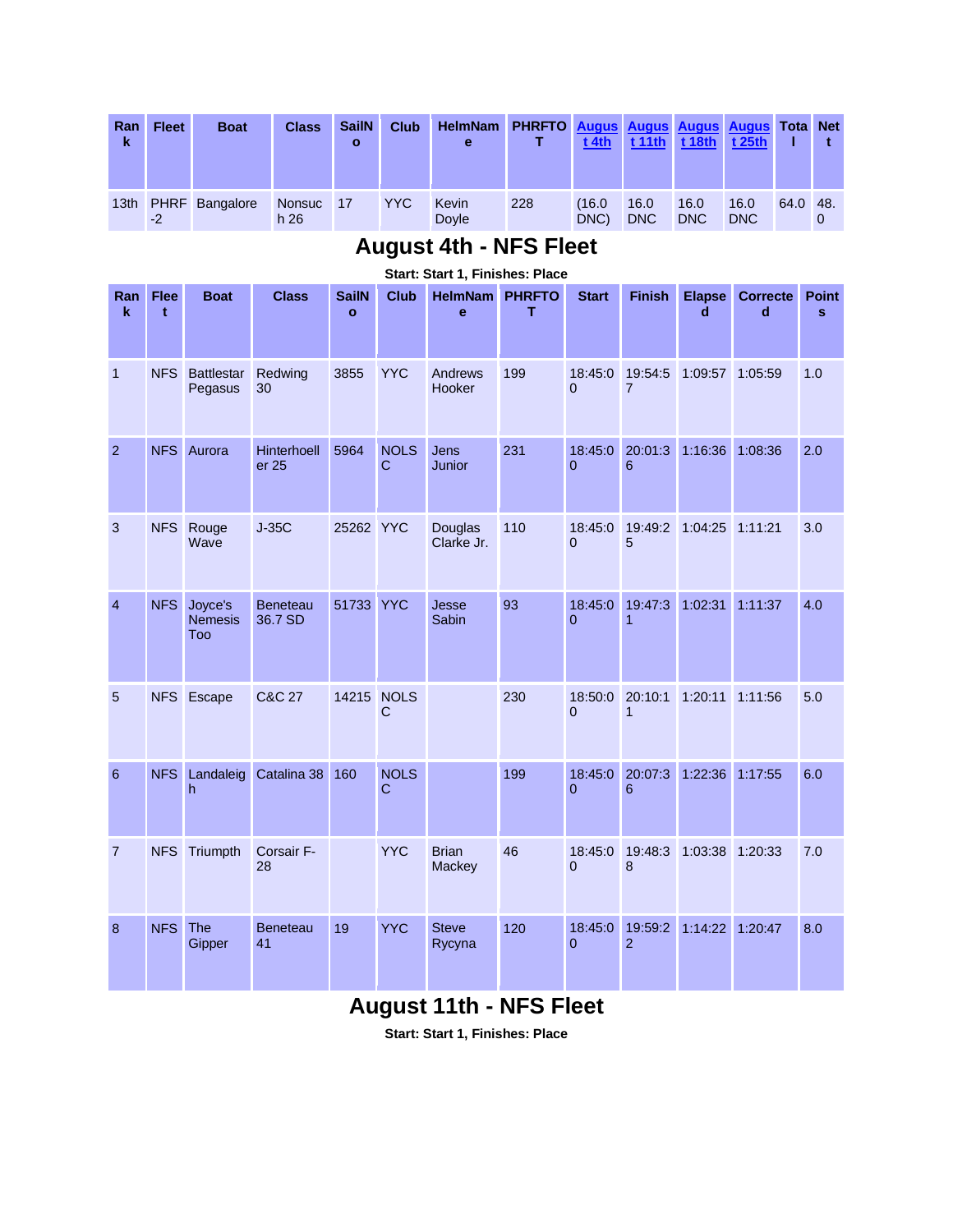| Rank | Fleet | Boat | Class | SailNo | Club | HelmName | PHRFTOT | August 4th | August 11th | August 18th | August 25th | Total | Nett |
|---|---|---|---|---|---|---|---|---|---|---|---|---|---|
| 13th | PHRF-2 | Bangalore | Nonsuch 26 | 17 | YYC | Kevin Doyle | 228 | (16.0 DNC) | 16.0 DNC | 16.0 DNC | 16.0 DNC | 64.0 | 48.0 |

## August 4th - NFS Fleet

**Start: Start 1, Finishes: Place**

| Rank | Fleet | Boat | Class | SailNo | Club | HelmName | PHRFTOT | Start | Finish | Elapsed | Corrected | Points |
|---|---|---|---|---|---|---|---|---|---|---|---|---|
| 1 | NFS | Battlestar Pegasus | Redwing 30 | 3855 | YYC | Andrews Hooker | 199 | 18:45:00 | 19:54:57 | 1:09:57 | 1:05:59 | 1.0 |
| 2 | NFS | Aurora | Hinterhoeller 25 | 5964 | NOLSC | Jens Junior | 231 | 18:45:00 | 20:01:36 | 1:16:36 | 1:08:36 | 2.0 |
| 3 | NFS | Rouge Wave | J-35C | 25262 | YYC | Douglas Clarke Jr. | 110 | 18:45:00 | 19:49:25 | 1:04:25 | 1:11:21 | 3.0 |
| 4 | NFS | Joyce's Nemesis Too | Beneteau 36.7 SD | 51733 | YYC | Jesse Sabin | 93 | 18:45:00 | 19:47:31 | 1:02:31 | 1:11:37 | 4.0 |
| 5 | NFS | Escape | C&C 27 | 14215 | NOLSC | | 230 | 18:50:00 | 20:10:11 | 1:20:11 | 1:11:56 | 5.0 |
| 6 | NFS | Landaleigh | Catalina 38 | 160 | NOLSC | | 199 | 18:45:00 | 20:07:36 | 1:22:36 | 1:17:55 | 6.0 |
| 7 | NFS | Triumpth | Corsair F-28 | | YYC | Brian Mackey | 46 | 18:45:00 | 19:48:38 | 1:03:38 | 1:20:33 | 7.0 |
| 8 | NFS | The Gipper | Beneteau 41 | 19 | YYC | Steve Rycyna | 120 | 18:45:00 | 19:59:22 | 1:14:22 | 1:20:47 | 8.0 |

## August 11th - NFS Fleet

**Start: Start 1, Finishes: Place**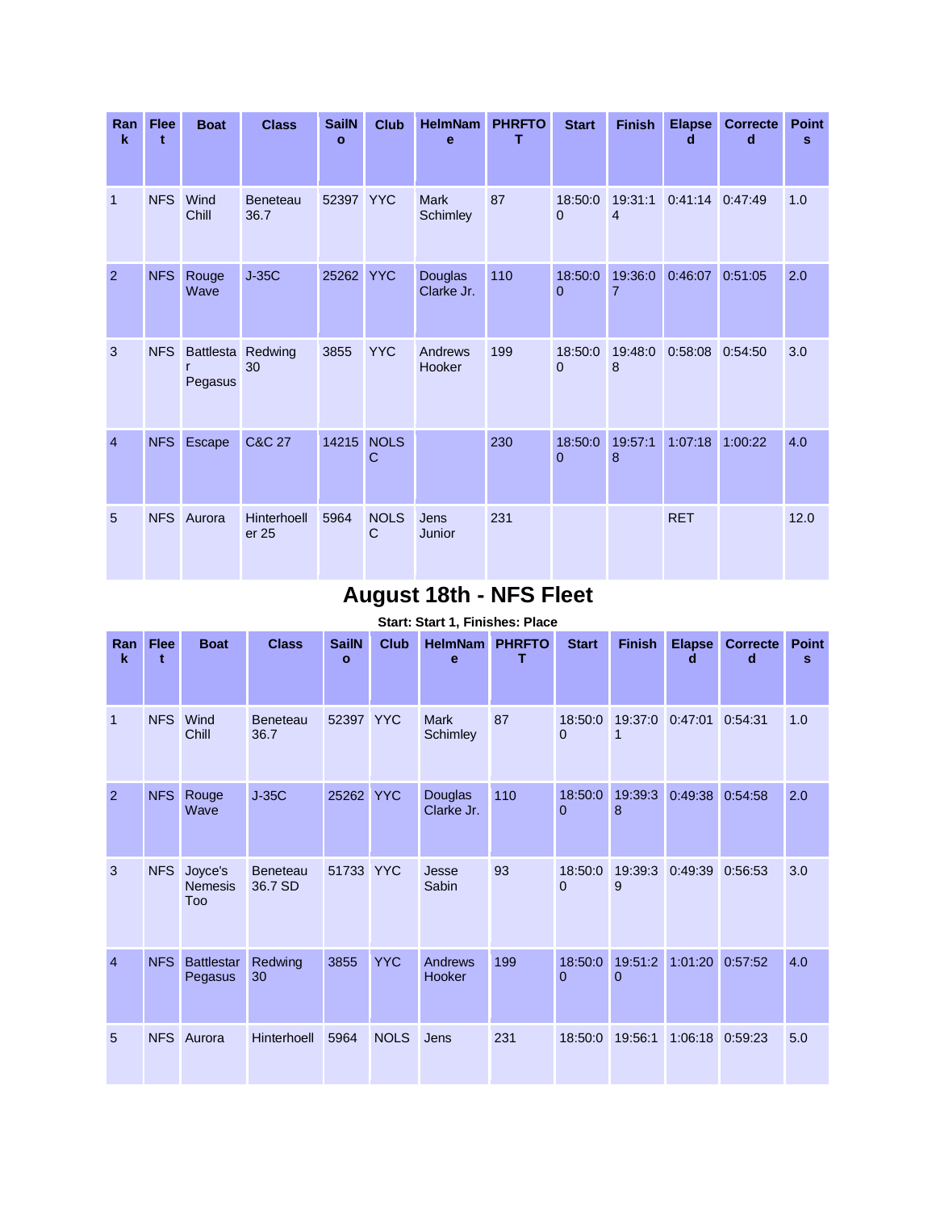| Rank | Fleet | Boat | Class | SailNo | Club | HelmName | PHRFTOT | Start | Finish | Elapsed | Corrected | Points |
|---|---|---|---|---|---|---|---|---|---|---|---|---|
| 1 | NFS | Wind Chill | Beneteau 36.7 | 52397 | YYC | Mark Schimley | 87 | 18:50:00 | 19:31:14 | 0:41:14 | 0:47:49 | 1.0 |
| 2 | NFS | Rouge Wave | J-35C | 25262 | YYC | Douglas Clarke Jr. | 110 | 18:50:00 | 19:36:07 | 0:46:07 | 0:51:05 | 2.0 |
| 3 | NFS | Battlestar Pegasus | Redwing 30 | 3855 | YYC | Andrews Hooker | 199 | 18:50:00 | 19:48:08 | 0:58:08 | 0:54:50 | 3.0 |
| 4 | NFS | Escape | C&C 27 | 14215 | NOLSC | | 230 | 18:50:00 | 19:57:18 | 1:07:18 | 1:00:22 | 4.0 |
| 5 | NFS | Aurora | Hinterhoeller 25 | 5964 | NOLSC | Jens Junior | 231 | | | RET | | 12.0 |

## August 18th - NFS Fleet

**Start: Start 1, Finishes: Place**

| Rank | Fleet | Boat | Class | SailNo | Club | HelmName | PHRFTOT | Start | Finish | Elapsed | Corrected | Points |
|---|---|---|---|---|---|---|---|---|---|---|---|---|
| 1 | NFS | Wind Chill | Beneteau 36.7 | 52397 | YYC | Mark Schimley | 87 | 18:50:00 | 19:37:01 | 0:47:01 | 0:54:31 | 1.0 |
| 2 | NFS | Rouge Wave | J-35C | 25262 | YYC | Douglas Clarke Jr. | 110 | 18:50:00 | 19:39:38 | 0:49:38 | 0:54:58 | 2.0 |
| 3 | NFS | Joyce's Nemesis Too | Beneteau 36.7 SD | 51733 | YYC | Jesse Sabin | 93 | 18:50:00 | 19:39:39 | 0:49:39 | 0:56:53 | 3.0 |
| 4 | NFS | Battlestar Pegasus | Redwing 30 | 3855 | YYC | Andrews Hooker | 199 | 18:50:00 | 19:51:20 | 1:01:20 | 0:57:52 | 4.0 |
| 5 | NFS | Aurora | Hinterhoell | 5964 | NOLS | Jens | 231 | 18:50:0 | 19:56:1 | 1:06:18 | 0:59:23 | 5.0 |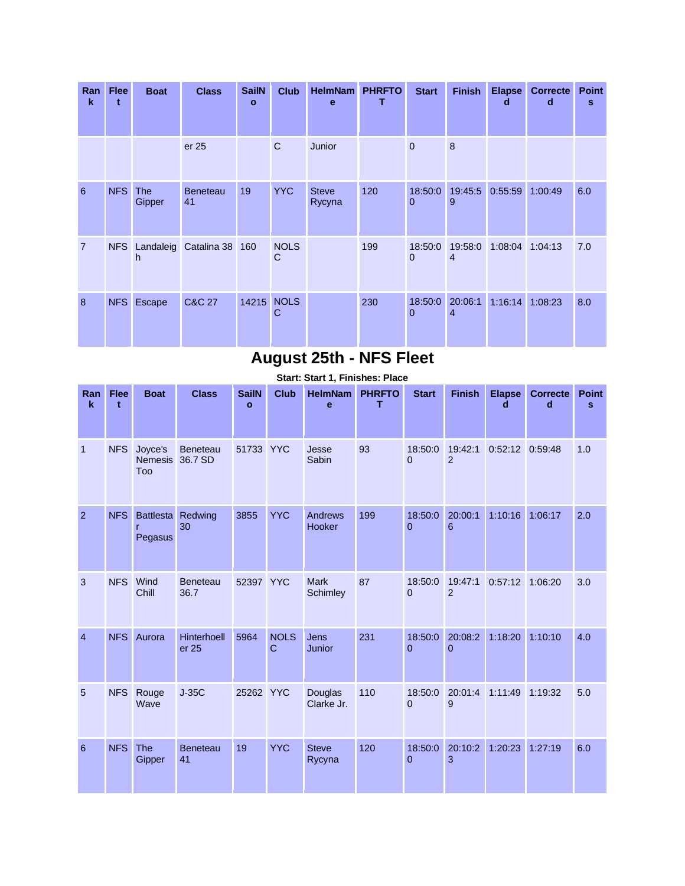| Rank | Fleet | Boat | Class | SailNo | Club | HelmName | PHRFTOT | Start | Finish | Elapsed | Corrected | Points |
|---|---|---|---|---|---|---|---|---|---|---|---|---|
| | | | er 25 | | C | Junior | | 0 | 8 | | | |
| 6 | NFS | The Gipper | Beneteau 41 | 19 | YYC | Steve Rycyna | 120 | 18:50:00 | 19:45:59 | 0:55:59 | 1:00:49 | 6.0 |
| 7 | NFS | Landaleigh | Catalina 38 | 160 | NOLSC | | 199 | 18:50:00 | 19:58:04 | 1:08:04 | 1:04:13 | 7.0 |
| 8 | NFS | Escape | C&C 27 | 14215 | NOLSC | | 230 | 18:50:00 | 20:06:14 | 1:16:14 | 1:08:23 | 8.0 |

## August 25th - NFS Fleet

**Start: Start 1, Finishes: Place**

| Rank | Fleet | Boat | Class | SailNo | Club | HelmName | PHRFTOT | Start | Finish | Elapsed | Corrected | Points |
|---|---|---|---|---|---|---|---|---|---|---|---|---|
| 1 | NFS | Joyce's Nemesis Too | Beneteau 36.7 SD | 51733 | YYC | Jesse Sabin | 93 | 18:50:00 | 19:42:12 | 0:52:12 | 0:59:48 | 1.0 |
| 2 | NFS | Battlestar Pegasus | Redwing 30 | 3855 | YYC | Andrews Hooker | 199 | 18:50:00 | 20:00:16 | 1:10:16 | 1:06:17 | 2.0 |
| 3 | NFS | Wind Chill | Beneteau 36.7 | 52397 | YYC | Mark Schimley | 87 | 18:50:00 | 19:47:12 | 0:57:12 | 1:06:20 | 3.0 |
| 4 | NFS | Aurora | Hinterhoeller 25 | 5964 | NOLSC | Jens Junior | 231 | 18:50:00 | 20:08:20 | 1:18:20 | 1:10:10 | 4.0 |
| 5 | NFS | Rouge Wave | J-35C | 25262 | YYC | Douglas Clarke Jr. | 110 | 18:50:00 | 20:01:49 | 1:11:49 | 1:19:32 | 5.0 |
| 6 | NFS | The Gipper | Beneteau 41 | 19 | YYC | Steve Rycyna | 120 | 18:50:00 | 20:10:23 | 1:20:23 | 1:27:19 | 6.0 |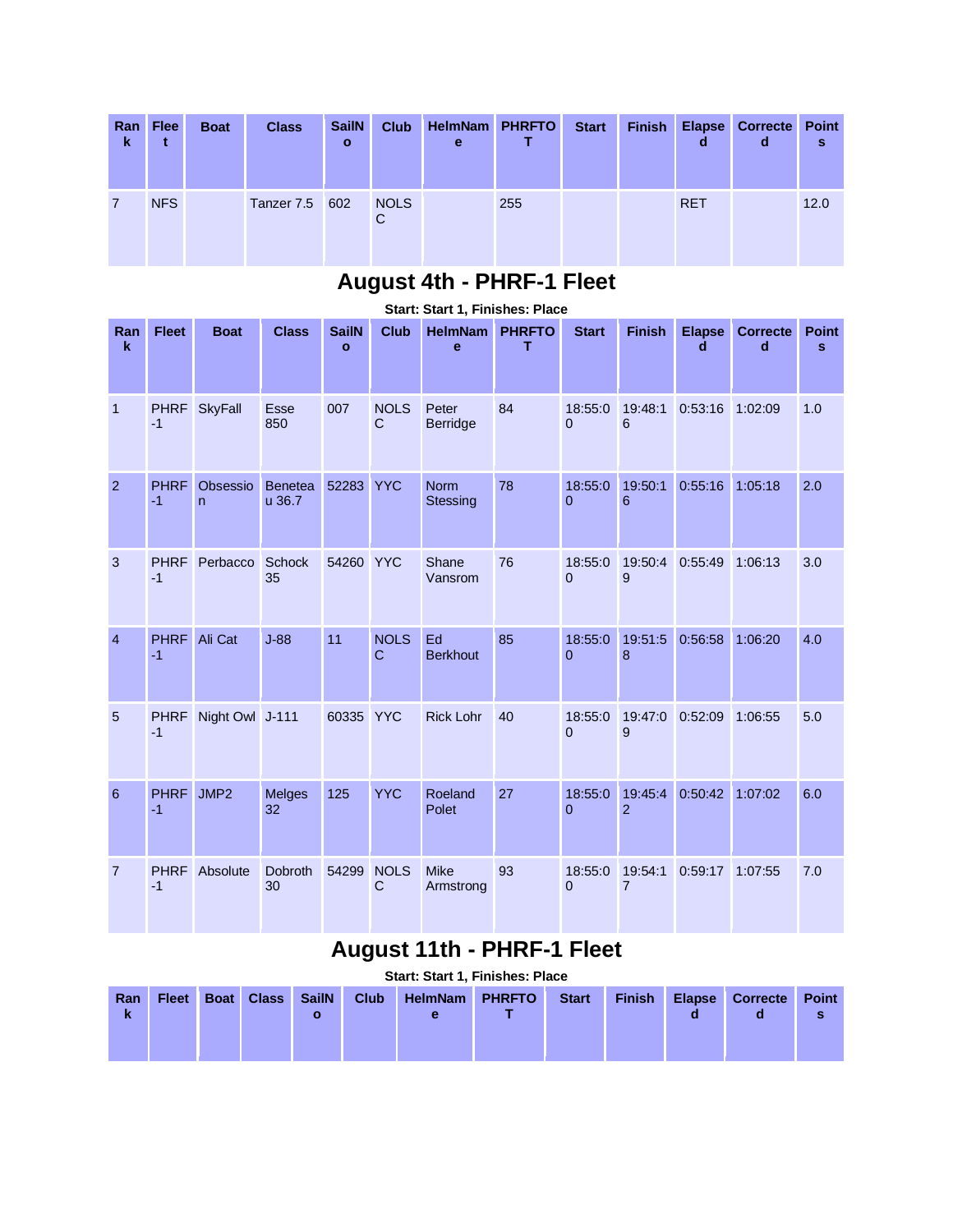| Rank | Fleet | Boat | Class | SailNo | Club | HelmName | PHRFTOT | Start | Finish | Elapsed | Corrected | Points |
|---|---|---|---|---|---|---|---|---|---|---|---|---|
| 7 | NFS | | Tanzer 7.5 | 602 | NOLSC | | 255 | | | RET | | 12.0 |

## August 4th - PHRF-1 Fleet

**Start: Start 1, Finishes: Place**

| Rank | Fleet | Boat | Class | SailNo | Club | HelmName | PHRFTOT | Start | Finish | Elapsed | Corrected | Points |
|---|---|---|---|---|---|---|---|---|---|---|---|---|
| 1 | PHRF-1 | SkyFall | Esse 850 | 007 | NOLSC | Peter Berridge | 84 | 18:55:00 | 19:48:16 | 0:53:16 | 1:02:09 | 1.0 |
| 2 | PHRF-1 | Obsession | Beneteau 36.7 | 52283 | YYC | Norm Stessing | 78 | 18:55:00 | 19:50:16 | 0:55:16 | 1:05:18 | 2.0 |
| 3 | PHRF-1 | Perbacco | Schock 35 | 54260 | YYC | Shane Vansrom | 76 | 18:55:00 | 19:50:49 | 0:55:49 | 1:06:13 | 3.0 |
| 4 | PHRF-1 | Ali Cat | J-88 | 11 | NOLSC | Ed Berkhout | 85 | 18:55:00 | 19:51:58 | 0:56:58 | 1:06:20 | 4.0 |
| 5 | PHRF-1 | Night Owl | J-111 | 60335 | YYC | Rick Lohr | 40 | 18:55:00 | 19:47:09 | 0:52:09 | 1:06:55 | 5.0 |
| 6 | PHRF-1 | JMP2 | Melges 32 | 125 | YYC | Roeland Polet | 27 | 18:55:00 | 19:45:42 | 0:50:42 | 1:07:02 | 6.0 |
| 7 | PHRF-1 | Absolute | Dobroth 30 | 54299 | NOLSC | Mike Armstrong | 93 | 18:55:00 | 19:54:17 | 0:59:17 | 1:07:55 | 7.0 |

## August 11th - PHRF-1 Fleet

**Start: Start 1, Finishes: Place**

| Rank | Fleet | Boat | Class | SailNo | Club | HelmName | PHRFTOT | Start | Finish | Elapsed | Corrected | Points |
|---|---|---|---|---|---|---|---|---|---|---|---|---|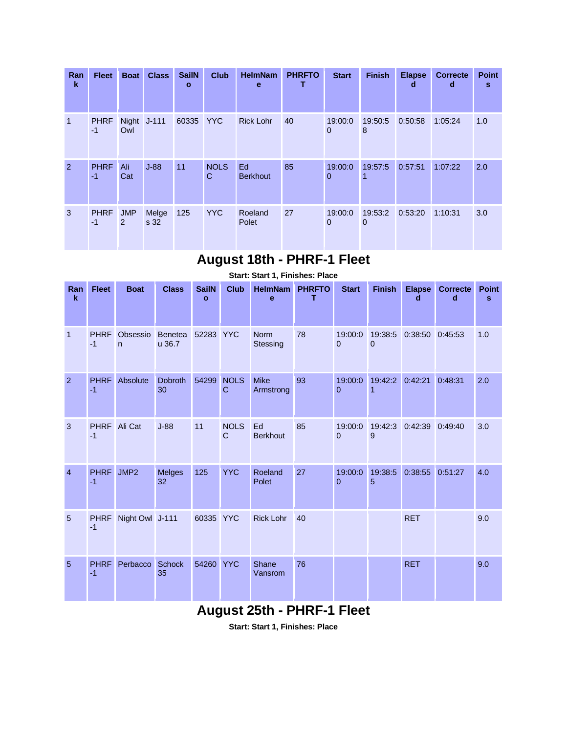| Rank | Fleet | Boat | Class | SailNo | Club | HelmName | PHRFTOT | Start | Finish | Elapsed | Corrected | Points |
|---|---|---|---|---|---|---|---|---|---|---|---|---|
| 1 | PHRF-1 | Night Owl | J-111 | 60335 | YYC | Rick Lohr | 40 | 19:00:00 | 19:50:58 | 0:50:58 | 1:05:24 | 1.0 |
| 2 | PHRF-1 | Ali Cat | J-88 | 11 | NOLSC | Ed Berkhout | 85 | 19:00:00 | 19:57:51 | 0:57:51 | 1:07:22 | 2.0 |
| 3 | PHRF-1 | JMP 2 | Melges 32 | 125 | YYC | Roeland Polet | 27 | 19:00:00 | 19:53:20 | 0:53:20 | 1:10:31 | 3.0 |

## August 18th - PHRF-1 Fleet

**Start: Start 1, Finishes: Place**

| Rank | Fleet | Boat | Class | SailNo | Club | HelmName | PHRFTOT | Start | Finish | Elapsed | Corrected | Points |
|---|---|---|---|---|---|---|---|---|---|---|---|---|
| 1 | PHRF-1 | Obsession | Beneteau 36.7 | 52283 | YYC | Norm Stessing | 78 | 19:00:00 | 19:38:50 | 0:38:50 | 0:45:53 | 1.0 |
| 2 | PHRF-1 | Absolute | Dobroth 30 | 54299 | NOLSC | Mike Armstrong | 93 | 19:00:00 | 19:42:21 | 0:42:21 | 0:48:31 | 2.0 |
| 3 | PHRF-1 | Ali Cat | J-88 | 11 | NOLSC | Ed Berkhout | 85 | 19:00:00 | 19:42:39 | 0:42:39 | 0:49:40 | 3.0 |
| 4 | PHRF-1 | JMP2 | Melges 32 | 125 | YYC | Roeland Polet | 27 | 19:00:00 | 19:38:55 | 0:38:55 | 0:51:27 | 4.0 |
| 5 | PHRF-1 | Night Owl | J-111 | 60335 | YYC | Rick Lohr | 40 | | | RET | | 9.0 |
| 5 | PHRF-1 | Perbacco | Schock 35 | 54260 | YYC | Shane Vansrom | 76 | | | RET | | 9.0 |

## August 25th - PHRF-1 Fleet

**Start: Start 1, Finishes: Place**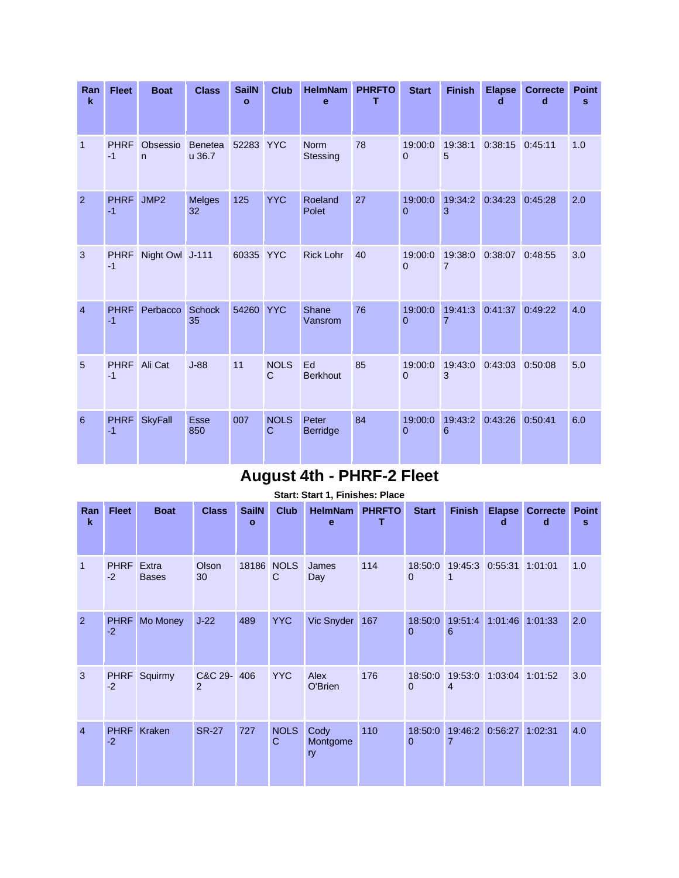| Rank | Fleet | Boat | Class | SailNo | Club | HelmName | PHRFTOT | Start | Finish | Elapsed | Corrected | Points |
|---|---|---|---|---|---|---|---|---|---|---|---|---|
| 1 | PHRF-1 | Obsession | Beneteau 36.7 | 52283 | YYC | Norm Stessing | 78 | 19:00:00 | 19:38:15 | 0:38:15 | 0:45:11 | 1.0 |
| 2 | PHRF-1 | JMP2 | Melges 32 | 125 | YYC | Roeland Polet | 27 | 19:00:00 | 19:34:23 | 0:34:23 | 0:45:28 | 2.0 |
| 3 | PHRF-1 | Night Owl | J-111 | 60335 | YYC | Rick Lohr | 40 | 19:00:00 | 19:38:07 | 0:38:07 | 0:48:55 | 3.0 |
| 4 | PHRF-1 | Perbacco | Schock 35 | 54260 | YYC | Shane Vansrom | 76 | 19:00:00 | 19:41:37 | 0:41:37 | 0:49:22 | 4.0 |
| 5 | PHRF-1 | Ali Cat | J-88 | 11 | NOLSC | Ed Berkhout | 85 | 19:00:00 | 19:43:03 | 0:43:03 | 0:50:08 | 5.0 |
| 6 | PHRF-1 | SkyFall | Esse 850 | 007 | NOLSC | Peter Berridge | 84 | 19:00:00 | 19:43:26 | 0:43:26 | 0:50:41 | 6.0 |

# August 4th - PHRF-2 Fleet

**Start: Start 1, Finishes: Place**

| Rank | Fleet | Boat | Class | SailNo | Club | HelmName | PHRFTOT | Start | Finish | Elapsed | Corrected | Points |
|---|---|---|---|---|---|---|---|---|---|---|---|---|
| 1 | PHRF-2 | Extra Bases | Olson 30 | 18186 | NOLSC | James Day | 114 | 18:50:00 | 19:45:31 | 0:55:31 | 1:01:01 | 1.0 |
| 2 | PHRF-2 | Mo Money | J-22 | 489 | YYC | Vic Snyder | 167 | 18:50:00 | 19:51:46 | 1:01:46 | 1:01:33 | 2.0 |
| 3 | PHRF-2 | Squirmy | C&C 29-2 | 406 | YYC | Alex O'Brien | 176 | 18:50:00 | 19:53:04 | 1:03:04 | 1:01:52 | 3.0 |
| 4 | PHRF-2 | Kraken | SR-27 | 727 | NOLSC | Cody Montgomery | 110 | 18:50:00 | 19:46:27 | 0:56:27 | 1:02:31 | 4.0 |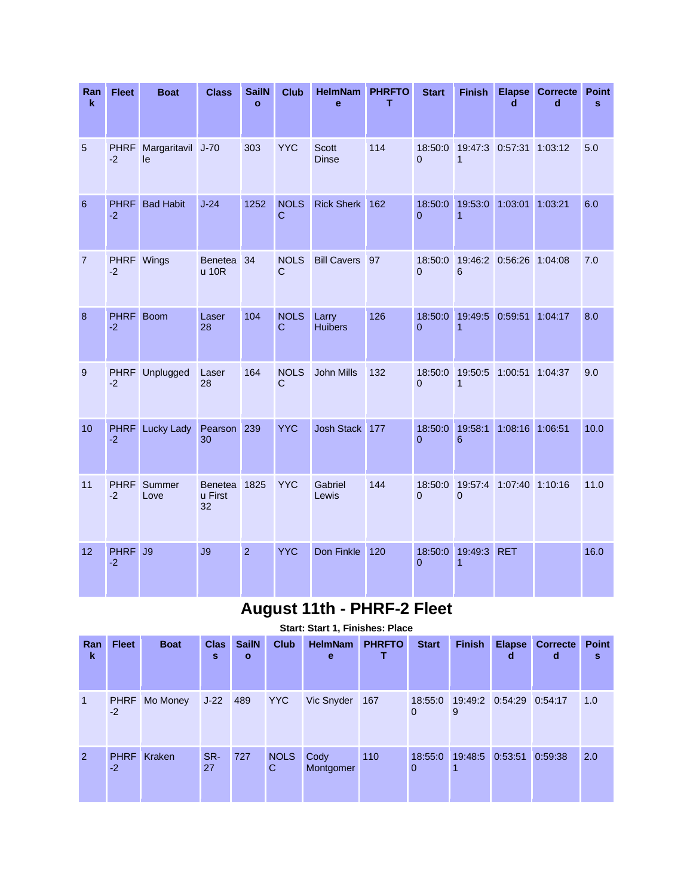| Rank | Fleet | Boat | Class | SailNo | Club | HelmName | PHRFTOT | Start | Finish | Elapsed | Corrected | Points |
|---|---|---|---|---|---|---|---|---|---|---|---|---|
| 5 | PHRF-2 | Margaritaville | J-70 | 303 | YYC | Scott Dinse | 114 | 18:50:00 | 19:47:31 | 0:57:31 | 1:03:12 | 5.0 |
| 6 | PHRF-2 | Bad Habit | J-24 | 1252 | NOLSC | Rick Sherk | 162 | 18:50:00 | 19:53:01 | 1:03:01 | 1:03:21 | 6.0 |
| 7 | PHRF-2 | Wings | Beneteau 10R | 34 | NOLSC | Bill Cavers | 97 | 18:50:00 | 19:46:26 | 0:56:26 | 1:04:08 | 7.0 |
| 8 | PHRF-2 | Boom | Laser 28 | 104 | NOLSC | Larry Huibers | 126 | 18:50:00 | 19:49:51 | 0:59:51 | 1:04:17 | 8.0 |
| 9 | PHRF-2 | Unplugged | Laser 28 | 164 | NOLSC | John Mills | 132 | 18:50:00 | 19:50:51 | 1:00:51 | 1:04:37 | 9.0 |
| 10 | PHRF-2 | Lucky Lady | Pearson 30 | 239 | YYC | Josh Stack | 177 | 18:50:00 | 19:58:16 | 1:08:16 | 1:06:51 | 10.0 |
| 11 | PHRF-2 | Summer Love | Beneteau First 32 | 1825 | YYC | Gabriel Lewis | 144 | 18:50:00 | 19:57:40 | 1:07:40 | 1:10:16 | 11.0 |
| 12 | PHRF-2 | J9 | J9 | 2 | YYC | Don Finkle | 120 | 18:50:00 | 19:49:31 | RET | | 16.0 |

# August 11th - PHRF-2 Fleet

**Start: Start 1, Finishes: Place**

| Rank | Fleet | Boat | Class | SailNo | Club | HelmName | PHRFTOT | Start | Finish | Elapsed | Corrected | Points |
|---|---|---|---|---|---|---|---|---|---|---|---|---|
| 1 | PHRF-2 | Mo Money | J-22 | 489 | YYC | Vic Snyder | 167 | 18:55:00 | 19:49:29 | 0:54:29 | 0:54:17 | 1.0 |
| 2 | PHRF-2 | Kraken | SR-27 | 727 | NOLSC | Cody Montgomer | 110 | 18:55:00 | 19:48:51 | 0:53:51 | 0:59:38 | 2.0 |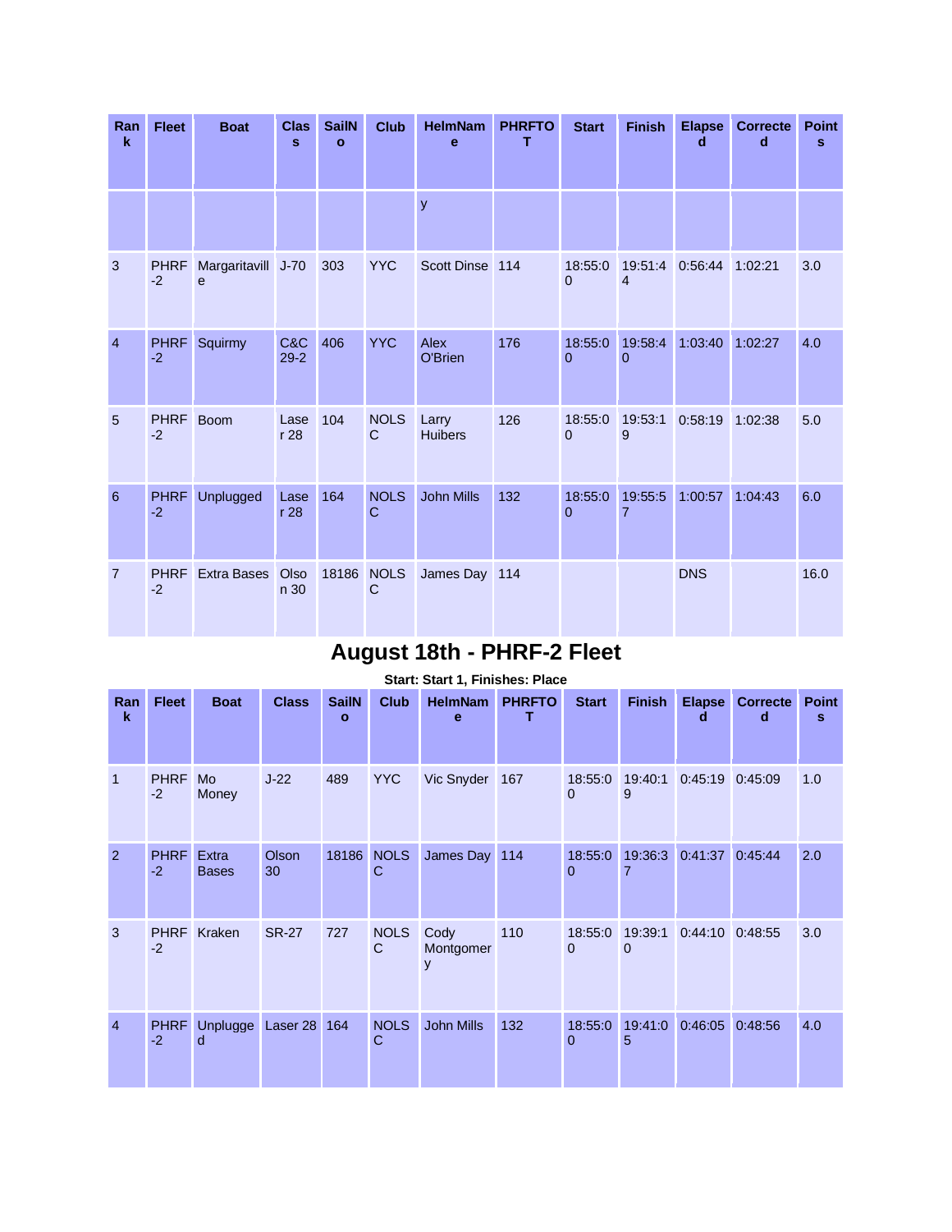| Rank | Fleet | Boat | Class | SailNo | Club | HelmName | PHRFTOT | Start | Finish | Elapsed | Corrected | Points |
|---|---|---|---|---|---|---|---|---|---|---|---|---|
| | | | | | | y | | | | | | |
| 3 | PHRF-2 | Margaritaville | J-70 | 303 | YYC | Scott Dinse | 114 | 18:55:00 | 19:51:44 | 0:56:44 | 1:02:21 | 3.0 |
| 4 | PHRF-2 | Squirmy | C&C 29-2 | 406 | YYC | Alex O'Brien | 176 | 18:55:00 | 19:58:40 | 1:03:40 | 1:02:27 | 4.0 |
| 5 | PHRF-2 | Boom | Laser 28 | 104 | NOLSC | Larry Huibers | 126 | 18:55:00 | 19:53:19 | 0:58:19 | 1:02:38 | 5.0 |
| 6 | PHRF-2 | Unplugged | Laser 28 | 164 | NOLSC | John Mills | 132 | 18:55:00 | 19:55:57 | 1:00:57 | 1:04:43 | 6.0 |
| 7 | PHRF-2 | Extra Bases | Olson 30 | 18186 | NOLSC | James Day | 114 | | | DNS | | 16.0 |

## August 18th - PHRF-2 Fleet

**Start: Start 1, Finishes: Place**

| Rank | Fleet | Boat | Class | SailNo | Club | HelmName | PHRFTOT | Start | Finish | Elapsed | Corrected | Points |
|---|---|---|---|---|---|---|---|---|---|---|---|---|
| 1 | PHRF-2 | Mo Money | J-22 | 489 | YYC | Vic Snyder | 167 | 18:55:00 | 19:40:19 | 0:45:19 | 0:45:09 | 1.0 |
| 2 | PHRF-2 | Extra Bases | Olson 30 | 18186 | NOLSC | James Day | 114 | 18:55:00 | 19:36:37 | 0:41:37 | 0:45:44 | 2.0 |
| 3 | PHRF-2 | Kraken | SR-27 | 727 | NOLSC | Cody Montgomery | 110 | 18:55:00 | 19:39:10 | 0:44:10 | 0:48:55 | 3.0 |
| 4 | PHRF-2 | Unplugged | Laser 28 | 164 | NOLSC | John Mills | 132 | 18:55:00 | 19:41:05 | 0:46:05 | 0:48:56 | 4.0 |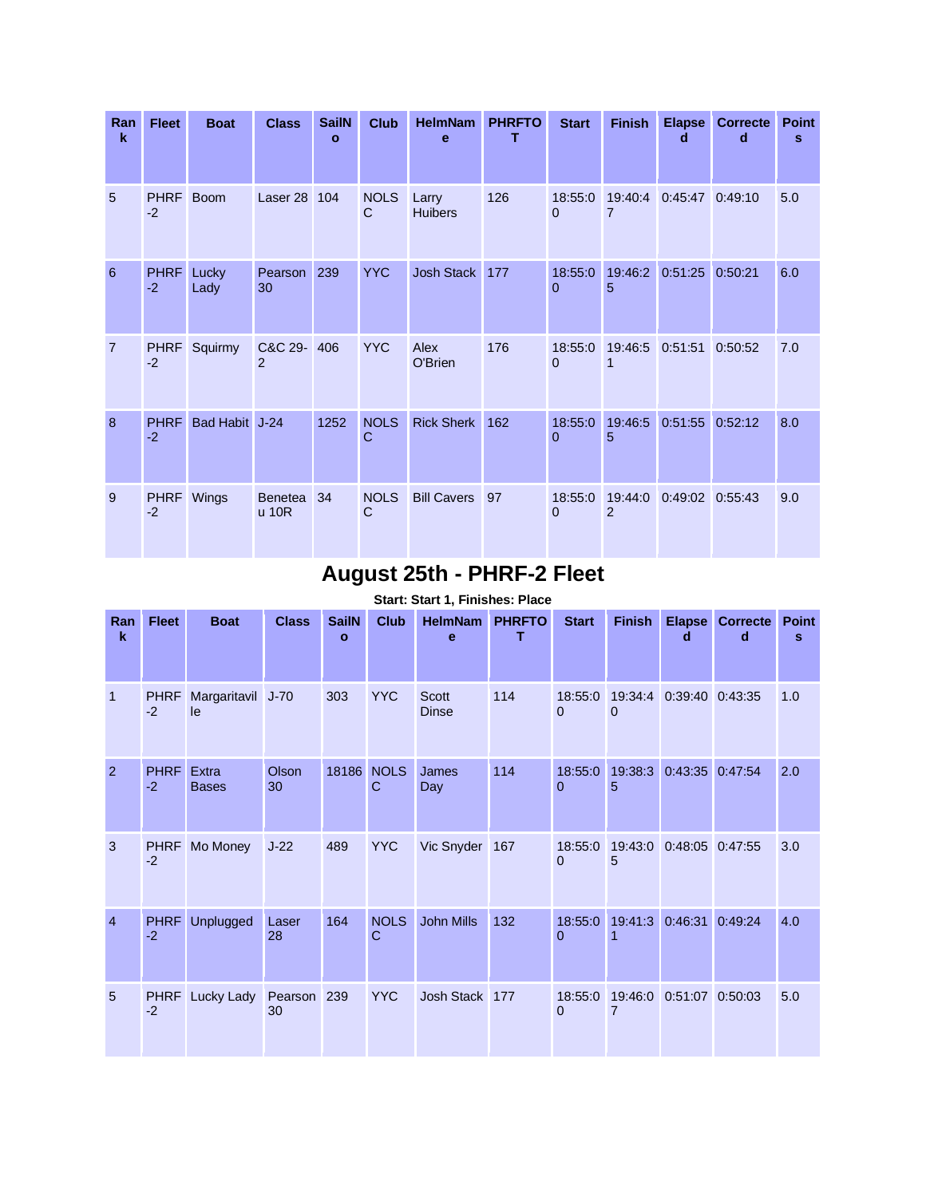| Rank | Fleet | Boat | Class | SailNo | Club | HelmName | PHRFTOT | Start | Finish | Elapsed | Corrected | Points |
|---|---|---|---|---|---|---|---|---|---|---|---|---|
| 5 | PHRF-2 | Boom | Laser 28 | 104 | NOLSC | Larry Huibers | 126 | 18:55:00 | 19:40:47 | 0:45:47 | 0:49:10 | 5.0 |
| 6 | PHRF-2 | Lucky Lady | Pearson 30 | 239 | YYC | Josh Stack | 177 | 18:55:00 | 19:46:25 | 0:51:25 | 0:50:21 | 6.0 |
| 7 | PHRF-2 | Squirmy | C&C 29-2 | 406 | YYC | Alex O'Brien | 176 | 18:55:00 | 19:46:51 | 0:51:51 | 0:50:52 | 7.0 |
| 8 | PHRF-2 | Bad Habit | J-24 | 1252 | NOLSC | Rick Sherk | 162 | 18:55:00 | 19:46:55 | 0:51:55 | 0:52:12 | 8.0 |
| 9 | PHRF-2 | Wings | Beneteau 10R | 34 | NOLSC | Bill Cavers | 97 | 18:55:00 | 19:44:02 | 0:49:02 | 0:55:43 | 9.0 |

## August 25th - PHRF-2 Fleet

**Start: Start 1, Finishes: Place**

| Rank | Fleet | Boat | Class | SailNo | Club | HelmName | PHRFTOT | Start | Finish | Elapsed | Corrected | Points |
|---|---|---|---|---|---|---|---|---|---|---|---|---|
| 1 | PHRF-2 | Margaritaville | J-70 | 303 | YYC | Scott Dinse | 114 | 18:55:00 | 19:34:40 | 0:39:40 | 0:43:35 | 1.0 |
| 2 | PHRF-2 | Extra Bases | Olson 30 | 18186 | NOLSC | James Day | 114 | 18:55:00 | 19:38:35 | 0:43:35 | 0:47:54 | 2.0 |
| 3 | PHRF-2 | Mo Money | J-22 | 489 | YYC | Vic Snyder | 167 | 18:55:00 | 19:43:05 | 0:48:05 | 0:47:55 | 3.0 |
| 4 | PHRF-2 | Unplugged | Laser 28 | 164 | NOLSC | John Mills | 132 | 18:55:00 | 19:41:31 | 0:46:31 | 0:49:24 | 4.0 |
| 5 | PHRF-2 | Lucky Lady | Pearson 30 | 239 | YYC | Josh Stack | 177 | 18:55:00 | 19:46:07 | 0:51:07 | 0:50:03 | 5.0 |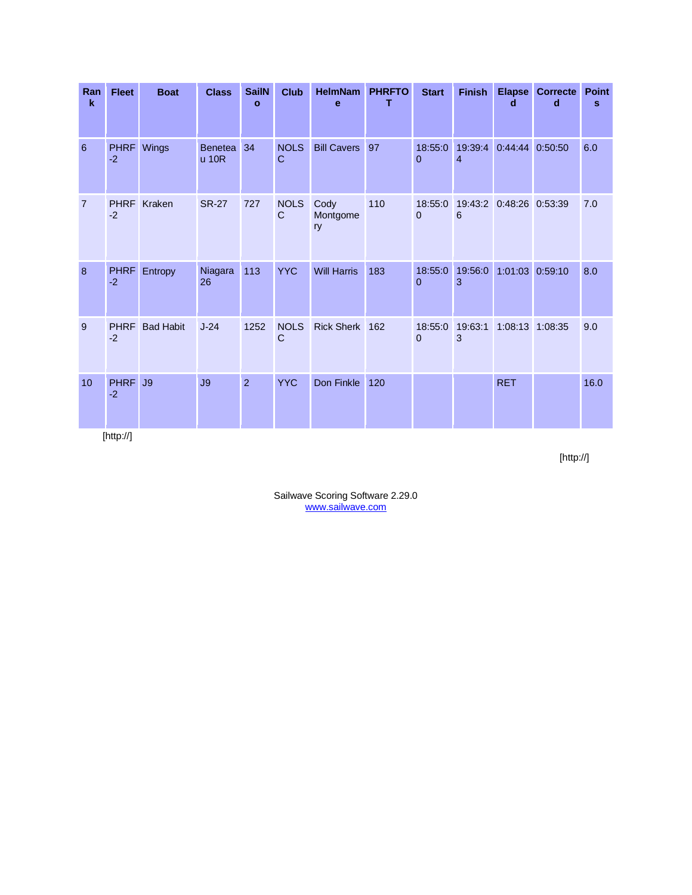| Rank | Fleet | Boat | Class | SailNo | Club | HelmName | PHRFTOT | Start | Finish | Elapsed | Corrected | Points |
|---|---|---|---|---|---|---|---|---|---|---|---|---|
| 6 | PHRF-2 | Wings | Beneteau 10R | 34 | NOLSC | Bill Cavers | 97 | 18:55:00 | 19:39:44 | 0:44:44 | 0:50:50 | 6.0 |
| 7 | PHRF-2 | Kraken | SR-27 | 727 | NOLSC | Cody Montgomery | 110 | 18:55:00 | 19:43:26 | 0:48:26 | 0:53:39 | 7.0 |
| 8 | PHRF-2 | Entropy | Niagara 26 | 113 | YYC | Will Harris | 183 | 18:55:00 | 19:56:03 | 1:01:03 | 0:59:10 | 8.0 |
| 9 | PHRF-2 | Bad Habit | J-24 | 1252 | NOLSC | Rick Sherk | 162 | 18:55:00 | 19:63:13 | 1:08:13 | 1:08:35 | 9.0 |
| 10 | PHRF-2 | J9 | J9 | 2 | YYC | Don Finkle | 120 | | | RET | | 16.0 |

[http://]

[http://]

Sailwave Scoring Software 2.29.0
www.sailwave.com